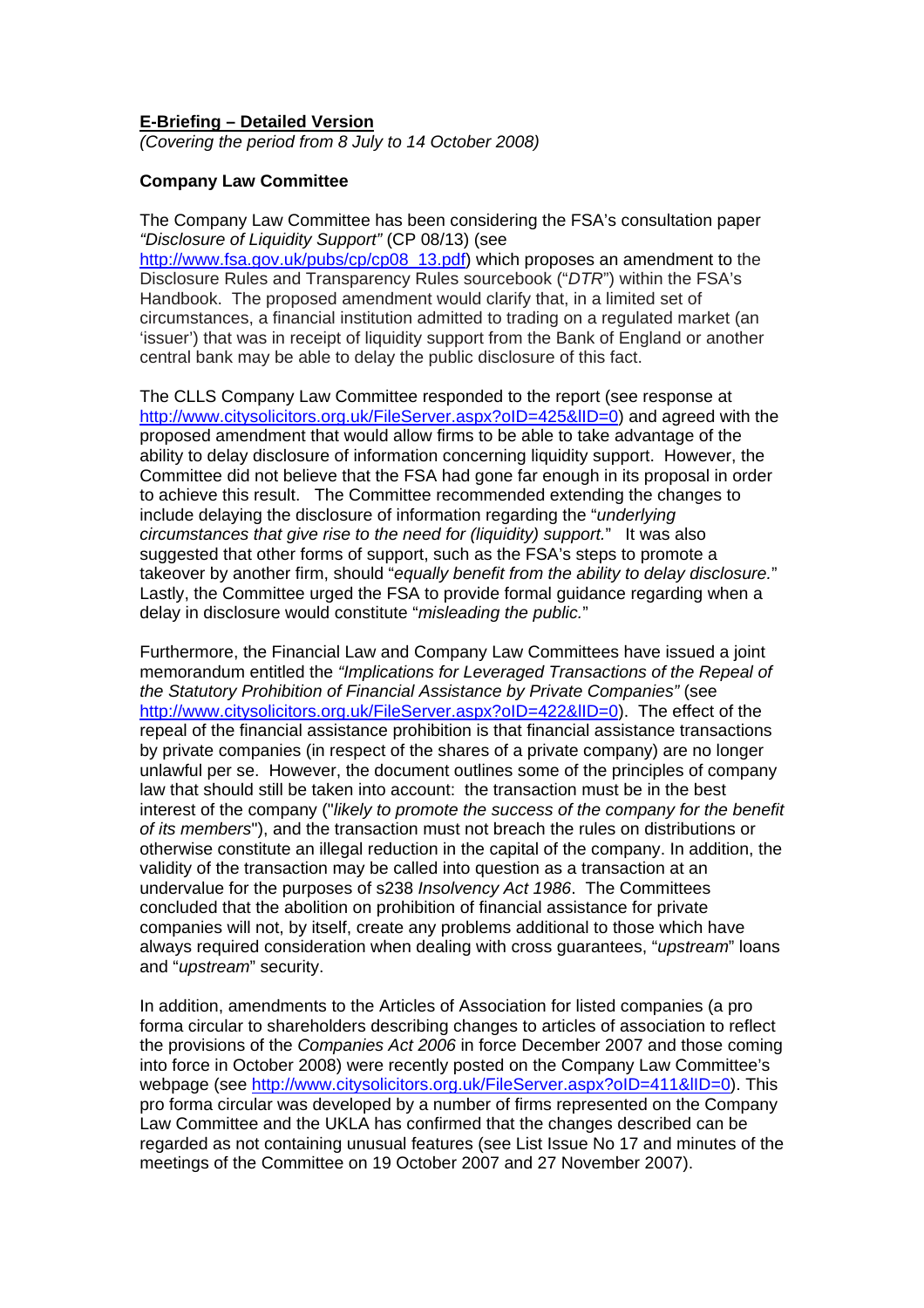**E-Briefing – Detailed Version**

*(Covering the period from 8 July to 14 October 2008)*

**Company Law Committee**

The Company Law Committee has been considering the FSA's consultation paper *"Disclosure of Liquidity Support"* (CP 08/13) (see http://www.fsa.gov.uk/pubs/cp/cp08_13.pdf) which proposes an amendment to the Disclosure Rules and Transparency Rules sourcebook ("*DTR*") within the FSA's Handbook. The proposed amendment would clarify that, in a limited set of circumstances, a financial institution admitted to trading on a regulated market (an 'issuer') that was in receipt of liquidity support from the Bank of England or another central bank may be able to delay the public disclosure of this fact.

The CLLS Company Law Committee responded to the report (see response at http://www.citysolicitors.org.uk/FileServer.aspx?oID=425&lID=0) and agreed with the proposed amendment that would allow firms to be able to take advantage of the ability to delay disclosure of information concerning liquidity support. However, the Committee did not believe that the FSA had gone far enough in its proposal in order to achieve this result. The Committee recommended extending the changes to include delaying the disclosure of information regarding the "*underlying circumstances that give rise to the need for (liquidity) support.*" It was also suggested that other forms of support, such as the FSA's steps to promote a takeover by another firm, should "*equally benefit from the ability to delay disclosure.*" Lastly, the Committee urged the FSA to provide formal guidance regarding when a delay in disclosure would constitute "*misleading the public.*"

Furthermore, the Financial Law and Company Law Committees have issued a joint memorandum entitled the *"Implications for Leveraged Transactions of the Repeal of the Statutory Prohibition of Financial Assistance by Private Companies"* (see http://www.citysolicitors.org.uk/FileServer.aspx?oID=422&lID=0). The effect of the repeal of the financial assistance prohibition is that financial assistance transactions by private companies (in respect of the shares of a private company) are no longer unlawful per se. However, the document outlines some of the principles of company law that should still be taken into account: the transaction must be in the best interest of the company ("*likely to promote the success of the company for the benefit of its members*"), and the transaction must not breach the rules on distributions or otherwise constitute an illegal reduction in the capital of the company. In addition, the validity of the transaction may be called into question as a transaction at an undervalue for the purposes of s238 *Insolvency Act 1986*. The Committees concluded that the abolition on prohibition of financial assistance for private companies will not, by itself, create any problems additional to those which have always required consideration when dealing with cross guarantees, "*upstream*" loans and "*upstream*" security.

In addition, amendments to the Articles of Association for listed companies (a pro forma circular to shareholders describing changes to articles of association to reflect the provisions of the *Companies Act 2006* in force December 2007 and those coming into force in October 2008) were recently posted on the Company Law Committee's webpage (see http://www.citysolicitors.org.uk/FileServer.aspx?oID=411&lID=0). This pro forma circular was developed by a number of firms represented on the Company Law Committee and the UKLA has confirmed that the changes described can be regarded as not containing unusual features (see List Issue No 17 and minutes of the meetings of the Committee on 19 October 2007 and 27 November 2007).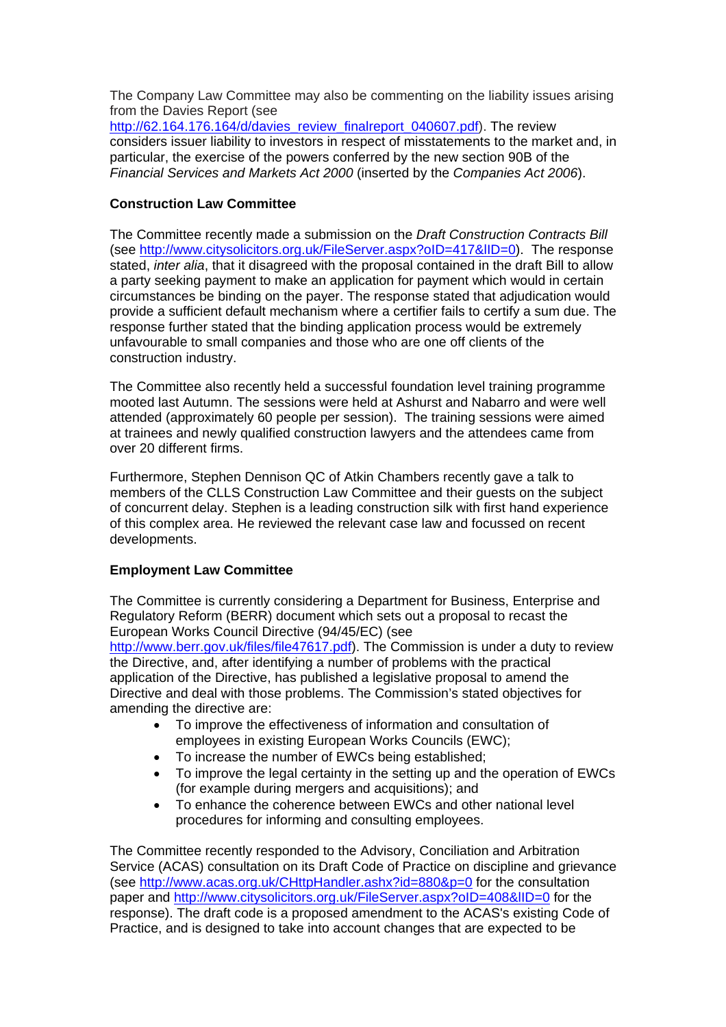The Company Law Committee may also be commenting on the liability issues arising from the Davies Report (see http://62.164.176.164/d/davies_review_finalreport_040607.pdf). The review considers issuer liability to investors in respect of misstatements to the market and, in particular, the exercise of the powers conferred by the new section 90B of the *Financial Services and Markets Act 2000* (inserted by the *Companies Act 2006*).

**Construction Law Committee**

The Committee recently made a submission on the *Draft Construction Contracts Bill* (see http://www.citysolicitors.org.uk/FileServer.aspx?oID=417&lID=0). The response stated, *inter alia*, that it disagreed with the proposal contained in the draft Bill to allow a party seeking payment to make an application for payment which would in certain circumstances be binding on the payer. The response stated that adjudication would provide a sufficient default mechanism where a certifier fails to certify a sum due. The response further stated that the binding application process would be extremely unfavourable to small companies and those who are one off clients of the construction industry.

The Committee also recently held a successful foundation level training programme mooted last Autumn. The sessions were held at Ashurst and Nabarro and were well attended (approximately 60 people per session). The training sessions were aimed at trainees and newly qualified construction lawyers and the attendees came from over 20 different firms.

Furthermore, Stephen Dennison QC of Atkin Chambers recently gave a talk to members of the CLLS Construction Law Committee and their guests on the subject of concurrent delay. Stephen is a leading construction silk with first hand experience of this complex area. He reviewed the relevant case law and focussed on recent developments.

**Employment Law Committee**

The Committee is currently considering a Department for Business, Enterprise and Regulatory Reform (BERR) document which sets out a proposal to recast the European Works Council Directive (94/45/EC) (see http://www.berr.gov.uk/files/file47617.pdf). The Commission is under a duty to review the Directive, and, after identifying a number of problems with the practical application of the Directive, has published a legislative proposal to amend the Directive and deal with those problems. The Commission's stated objectives for amending the directive are:

- To improve the effectiveness of information and consultation of employees in existing European Works Councils (EWC);
- To increase the number of EWCs being established;
- To improve the legal certainty in the setting up and the operation of EWCs (for example during mergers and acquisitions); and
- To enhance the coherence between EWCs and other national level procedures for informing and consulting employees.

The Committee recently responded to the Advisory, Conciliation and Arbitration Service (ACAS) consultation on its Draft Code of Practice on discipline and grievance (see http://www.acas.org.uk/CHttpHandler.ashx?id=880&p=0 for the consultation paper and http://www.citysolicitors.org.uk/FileServer.aspx?oID=408&lID=0 for the response). The draft code is a proposed amendment to the ACAS's existing Code of Practice, and is designed to take into account changes that are expected to be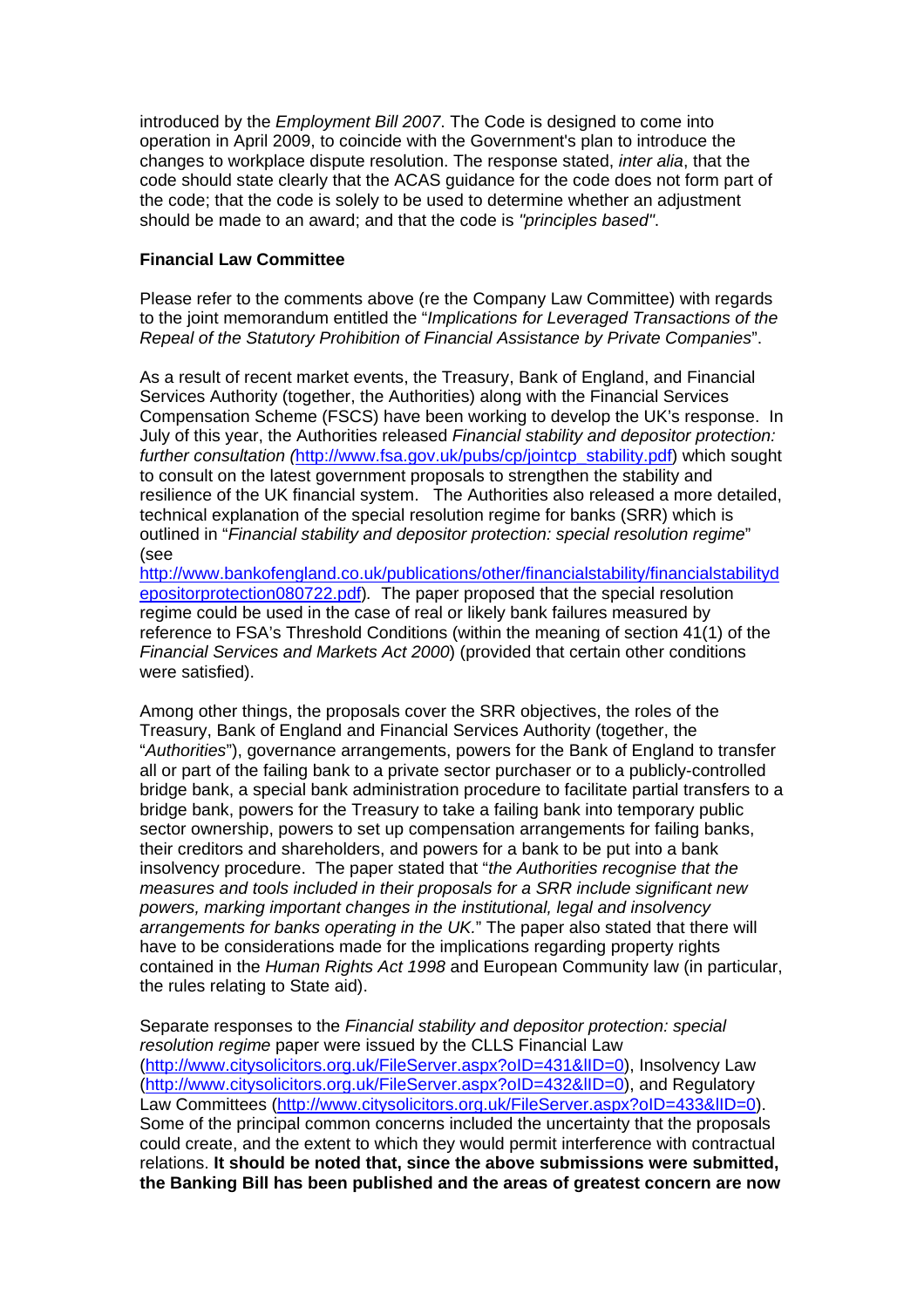introduced by the *Employment Bill 2007*. The Code is designed to come into operation in April 2009, to coincide with the Government's plan to introduce the changes to workplace dispute resolution. The response stated, *inter alia*, that the code should state clearly that the ACAS guidance for the code does not form part of the code; that the code is solely to be used to determine whether an adjustment should be made to an award; and that the code is *"principles based"*.

**Financial Law Committee**

Please refer to the comments above (re the Company Law Committee) with regards to the joint memorandum entitled the "*Implications for Leveraged Transactions of the Repeal of the Statutory Prohibition of Financial Assistance by Private Companies*".

As a result of recent market events, the Treasury, Bank of England, and Financial Services Authority (together, the Authorities) along with the Financial Services Compensation Scheme (FSCS) have been working to develop the UK's response. In July of this year, the Authorities released *Financial stability and depositor protection: further consultation (*http://www.fsa.gov.uk/pubs/cp/jointcp_stability.pdf) which sought to consult on the latest government proposals to strengthen the stability and resilience of the UK financial system. The Authorities also released a more detailed, technical explanation of the special resolution regime for banks (SRR) which is outlined in "*Financial stability and depositor protection: special resolution regime*" (see http://www.bankofengland.co.uk/publications/other/financialstability/financialstabilitydepositorprotection080722.pdf). The paper proposed that the special resolution regime could be used in the case of real or likely bank failures measured by reference to FSA's Threshold Conditions (within the meaning of section 41(1) of the *Financial Services and Markets Act 2000*) (provided that certain other conditions were satisfied).

Among other things, the proposals cover the SRR objectives, the roles of the Treasury, Bank of England and Financial Services Authority (together, the "*Authorities*"), governance arrangements, powers for the Bank of England to transfer all or part of the failing bank to a private sector purchaser or to a publicly-controlled bridge bank, a special bank administration procedure to facilitate partial transfers to a bridge bank, powers for the Treasury to take a failing bank into temporary public sector ownership, powers to set up compensation arrangements for failing banks, their creditors and shareholders, and powers for a bank to be put into a bank insolvency procedure. The paper stated that "*the Authorities recognise that the measures and tools included in their proposals for a SRR include significant new powers, marking important changes in the institutional, legal and insolvency arrangements for banks operating in the UK.*" The paper also stated that there will have to be considerations made for the implications regarding property rights contained in the *Human Rights Act 1998* and European Community law (in particular, the rules relating to State aid).

Separate responses to the *Financial stability and depositor protection: special resolution regime* paper were issued by the CLLS Financial Law (http://www.citysolicitors.org.uk/FileServer.aspx?oID=431&lID=0), Insolvency Law (http://www.citysolicitors.org.uk/FileServer.aspx?oID=432&lID=0), and Regulatory Law Committees (http://www.citysolicitors.org.uk/FileServer.aspx?oID=433&lID=0). Some of the principal common concerns included the uncertainty that the proposals could create, and the extent to which they would permit interference with contractual relations. **It should be noted that, since the above submissions were submitted, the Banking Bill has been published and the areas of greatest concern are now**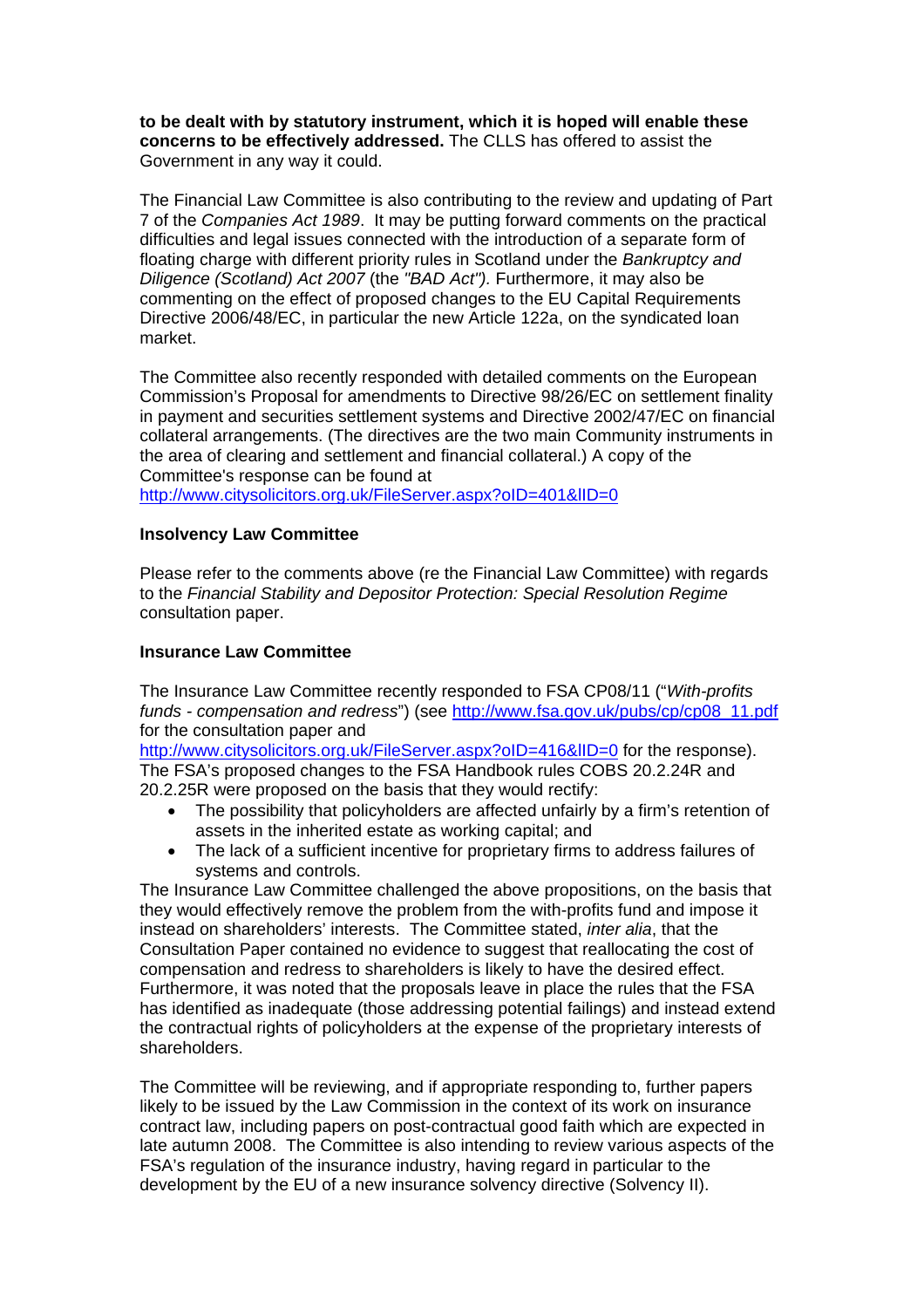**to be dealt with by statutory instrument, which it is hoped will enable these concerns to be effectively addressed.** The CLLS has offered to assist the Government in any way it could.

The Financial Law Committee is also contributing to the review and updating of Part 7 of the *Companies Act 1989*. It may be putting forward comments on the practical difficulties and legal issues connected with the introduction of a separate form of floating charge with different priority rules in Scotland under the *Bankruptcy and Diligence (Scotland) Act 2007* (the *"BAD Act").* Furthermore, it may also be commenting on the effect of proposed changes to the EU Capital Requirements Directive 2006/48/EC, in particular the new Article 122a, on the syndicated loan market.

The Committee also recently responded with detailed comments on the European Commission's Proposal for amendments to Directive 98/26/EC on settlement finality in payment and securities settlement systems and Directive 2002/47/EC on financial collateral arrangements. (The directives are the two main Community instruments in the area of clearing and settlement and financial collateral.) A copy of the Committee's response can be found at http://www.citysolicitors.org.uk/FileServer.aspx?oID=401&lID=0

**Insolvency Law Committee**

Please refer to the comments above (re the Financial Law Committee) with regards to the *Financial Stability and Depositor Protection: Special Resolution Regime* consultation paper.

**Insurance Law Committee**

The Insurance Law Committee recently responded to FSA CP08/11 ("*With-profits funds - compensation and redress*") (see http://www.fsa.gov.uk/pubs/cp/cp08_11.pdf for the consultation paper and http://www.citysolicitors.org.uk/FileServer.aspx?oID=416&lID=0 for the response). The FSA's proposed changes to the FSA Handbook rules COBS 20.2.24R and 20.2.25R were proposed on the basis that they would rectify:

- The possibility that policyholders are affected unfairly by a firm's retention of assets in the inherited estate as working capital; and
- The lack of a sufficient incentive for proprietary firms to address failures of systems and controls.

The Insurance Law Committee challenged the above propositions, on the basis that they would effectively remove the problem from the with-profits fund and impose it instead on shareholders' interests. The Committee stated, *inter alia*, that the Consultation Paper contained no evidence to suggest that reallocating the cost of compensation and redress to shareholders is likely to have the desired effect. Furthermore, it was noted that the proposals leave in place the rules that the FSA has identified as inadequate (those addressing potential failings) and instead extend the contractual rights of policyholders at the expense of the proprietary interests of shareholders.

The Committee will be reviewing, and if appropriate responding to, further papers likely to be issued by the Law Commission in the context of its work on insurance contract law, including papers on post-contractual good faith which are expected in late autumn 2008. The Committee is also intending to review various aspects of the FSA's regulation of the insurance industry, having regard in particular to the development by the EU of a new insurance solvency directive (Solvency II).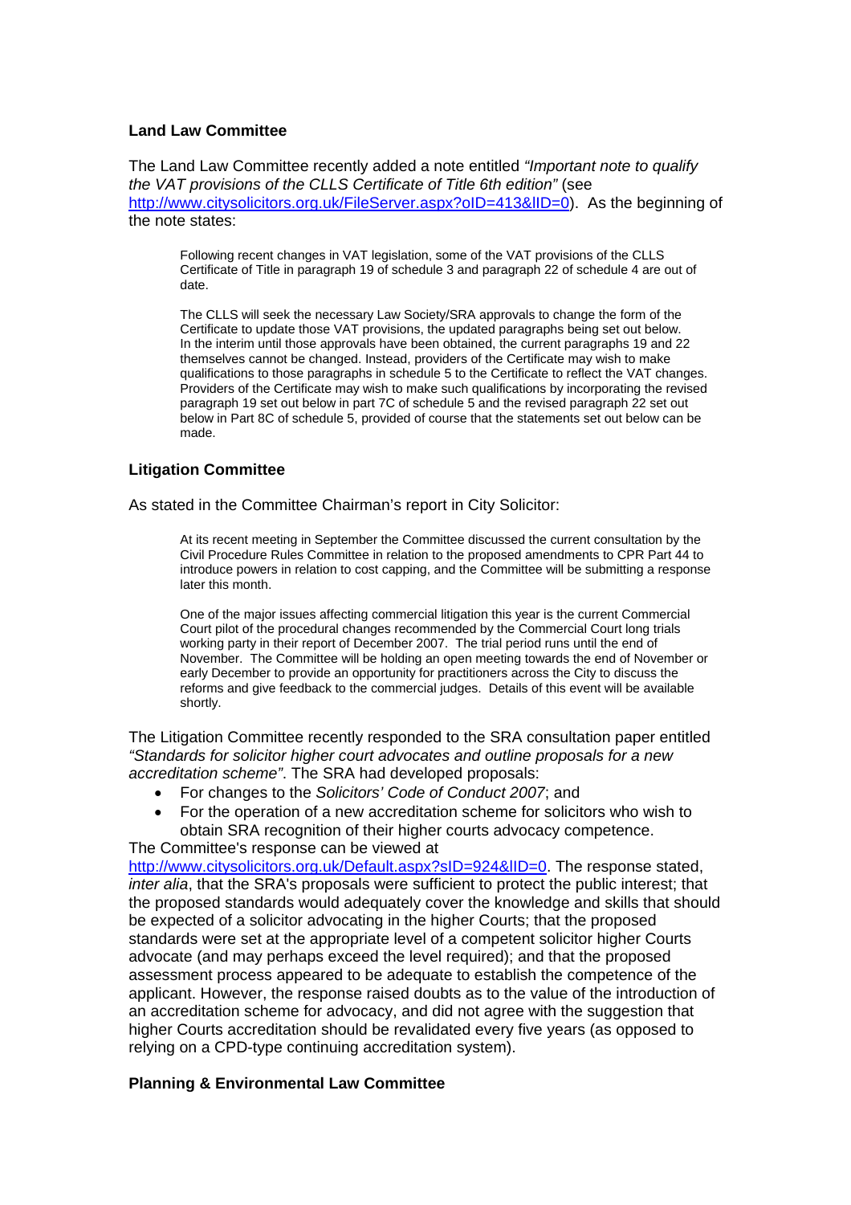### Land Law Committee

The Land Law Committee recently added a note entitled *"Important note to qualify the VAT provisions of the CLLS Certificate of Title 6th edition"* (see http://www.citysolicitors.org.uk/FileServer.aspx?oID=413&lID=0). As the beginning of the note states:

> Following recent changes in VAT legislation, some of the VAT provisions of the CLLS Certificate of Title in paragraph 19 of schedule 3 and paragraph 22 of schedule 4 are out of date.
>
> The CLLS will seek the necessary Law Society/SRA approvals to change the form of the Certificate to update those VAT provisions, the updated paragraphs being set out below. In the interim until those approvals have been obtained, the current paragraphs 19 and 22 themselves cannot be changed. Instead, providers of the Certificate may wish to make qualifications to those paragraphs in schedule 5 to the Certificate to reflect the VAT changes. Providers of the Certificate may wish to make such qualifications by incorporating the revised paragraph 19 set out below in part 7C of schedule 5 and the revised paragraph 22 set out below in Part 8C of schedule 5, provided of course that the statements set out below can be made.

### Litigation Committee

As stated in the Committee Chairman's report in City Solicitor:

> At its recent meeting in September the Committee discussed the current consultation by the Civil Procedure Rules Committee in relation to the proposed amendments to CPR Part 44 to introduce powers in relation to cost capping, and the Committee will be submitting a response later this month.
>
> One of the major issues affecting commercial litigation this year is the current Commercial Court pilot of the procedural changes recommended by the Commercial Court long trials working party in their report of December 2007. The trial period runs until the end of November. The Committee will be holding an open meeting towards the end of November or early December to provide an opportunity for practitioners across the City to discuss the reforms and give feedback to the commercial judges. Details of this event will be available shortly.

The Litigation Committee recently responded to the SRA consultation paper entitled *"Standards for solicitor higher court advocates and outline proposals for a new accreditation scheme"*. The SRA had developed proposals:

- For changes to the *Solicitors' Code of Conduct 2007*; and
- For the operation of a new accreditation scheme for solicitors who wish to obtain SRA recognition of their higher courts advocacy competence.

The Committee's response can be viewed at http://www.citysolicitors.org.uk/Default.aspx?sID=924&lID=0. The response stated, *inter alia*, that the SRA's proposals were sufficient to protect the public interest; that the proposed standards would adequately cover the knowledge and skills that should be expected of a solicitor advocating in the higher Courts; that the proposed standards were set at the appropriate level of a competent solicitor higher Courts advocate (and may perhaps exceed the level required); and that the proposed assessment process appeared to be adequate to establish the competence of the applicant. However, the response raised doubts as to the value of the introduction of an accreditation scheme for advocacy, and did not agree with the suggestion that higher Courts accreditation should be revalidated every five years (as opposed to relying on a CPD-type continuing accreditation system).

### Planning & Environmental Law Committee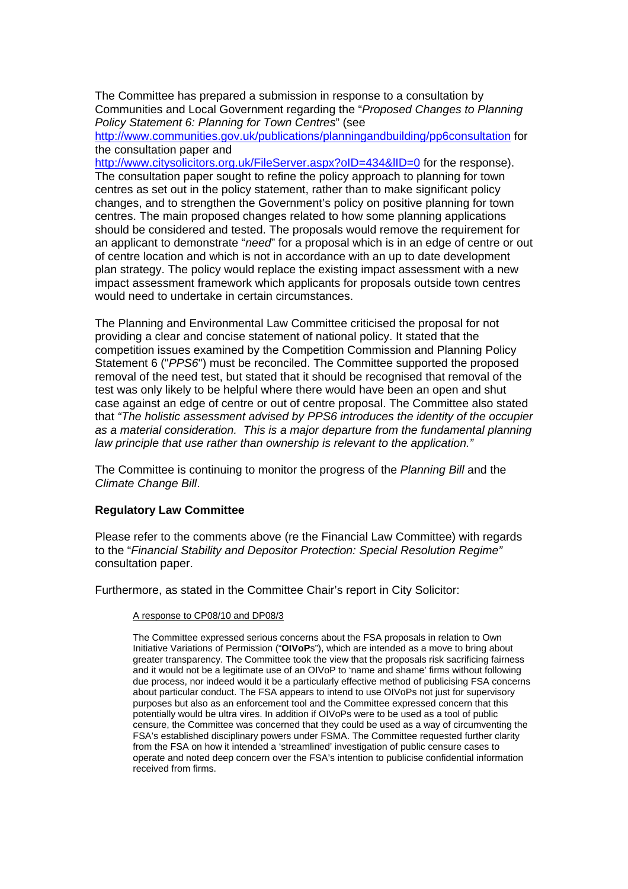The Committee has prepared a submission in response to a consultation by Communities and Local Government regarding the "*Proposed Changes to Planning Policy Statement 6: Planning for Town Centres*" (see http://www.communities.gov.uk/publications/planningandbuilding/pp6consultation for the consultation paper and http://www.citysolicitors.org.uk/FileServer.aspx?oID=434&lID=0 for the response). The consultation paper sought to refine the policy approach to planning for town centres as set out in the policy statement, rather than to make significant policy changes, and to strengthen the Government's policy on positive planning for town centres. The main proposed changes related to how some planning applications should be considered and tested. The proposals would remove the requirement for an applicant to demonstrate "*need*" for a proposal which is in an edge of centre or out of centre location and which is not in accordance with an up to date development plan strategy. The policy would replace the existing impact assessment with a new impact assessment framework which applicants for proposals outside town centres would need to undertake in certain circumstances.

The Planning and Environmental Law Committee criticised the proposal for not providing a clear and concise statement of national policy. It stated that the competition issues examined by the Competition Commission and Planning Policy Statement 6 ("*PPS6*") must be reconciled. The Committee supported the proposed removal of the need test, but stated that it should be recognised that removal of the test was only likely to be helpful where there would have been an open and shut case against an edge of centre or out of centre proposal. The Committee also stated that *"The holistic assessment advised by PPS6 introduces the identity of the occupier as a material consideration. This is a major departure from the fundamental planning law principle that use rather than ownership is relevant to the application."*

The Committee is continuing to monitor the progress of the *Planning Bill* and the *Climate Change Bill*.

**Regulatory Law Committee**

Please refer to the comments above (re the Financial Law Committee) with regards to the "*Financial Stability and Depositor Protection: Special Resolution Regime"* consultation paper.

Furthermore, as stated in the Committee Chair's report in City Solicitor:

> <u>A response to CP08/10 and DP08/3</u>
>
> The Committee expressed serious concerns about the FSA proposals in relation to Own Initiative Variations of Permission ("**OIVoP**s"), which are intended as a move to bring about greater transparency. The Committee took the view that the proposals risk sacrificing fairness and it would not be a legitimate use of an OIVoP to 'name and shame' firms without following due process, nor indeed would it be a particularly effective method of publicising FSA concerns about particular conduct. The FSA appears to intend to use OIVoPs not just for supervisory purposes but also as an enforcement tool and the Committee expressed concern that this potentially would be ultra vires. In addition if OIVoPs were to be used as a tool of public censure, the Committee was concerned that they could be used as a way of circumventing the FSA's established disciplinary powers under FSMA. The Committee requested further clarity from the FSA on how it intended a 'streamlined' investigation of public censure cases to operate and noted deep concern over the FSA's intention to publicise confidential information received from firms.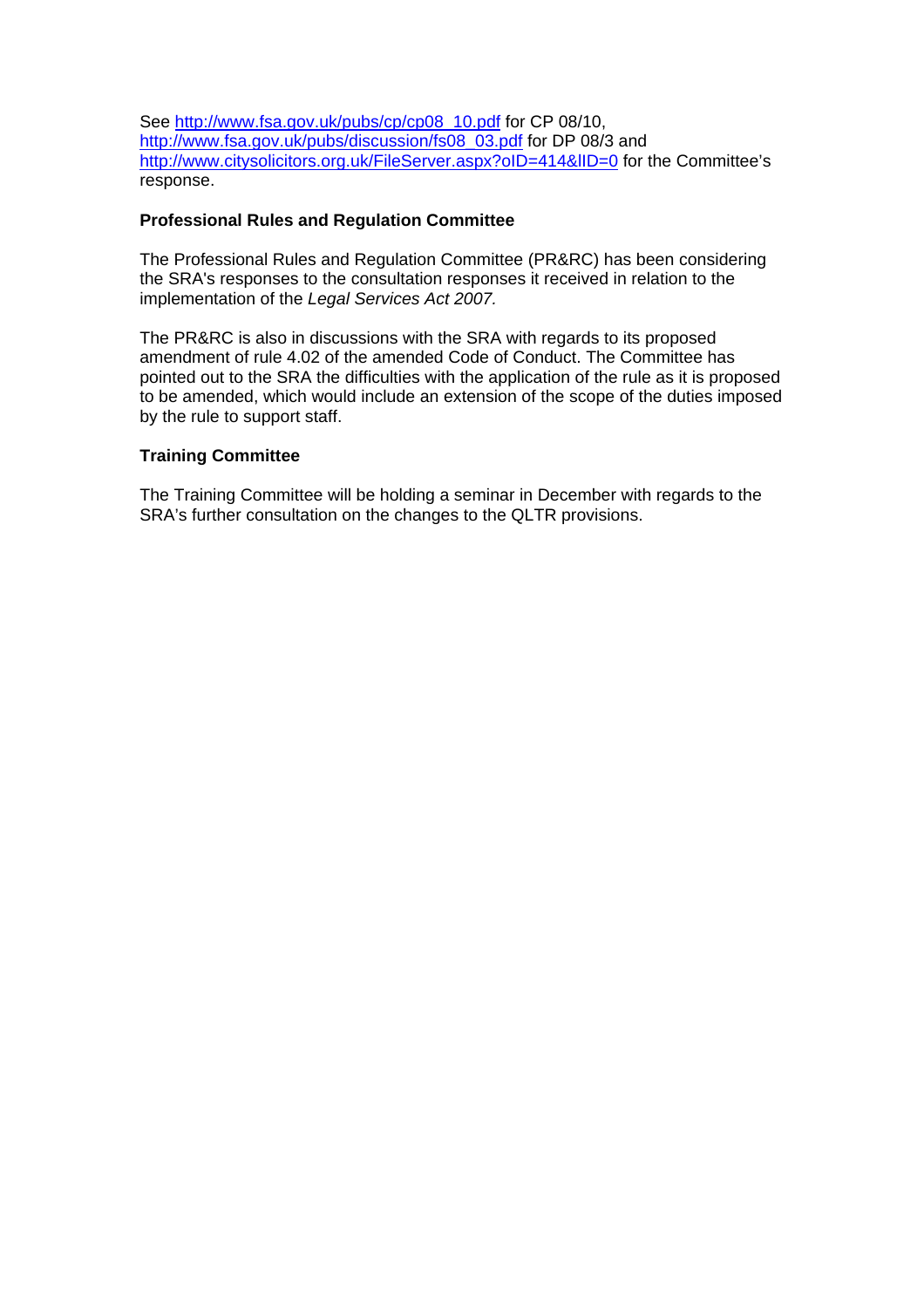See http://www.fsa.gov.uk/pubs/cp/cp08_10.pdf for CP 08/10, http://www.fsa.gov.uk/pubs/discussion/fs08_03.pdf for DP 08/3 and http://www.citysolicitors.org.uk/FileServer.aspx?oID=414&lID=0 for the Committee's response.

**Professional Rules and Regulation Committee**

The Professional Rules and Regulation Committee (PR&RC) has been considering the SRA's responses to the consultation responses it received in relation to the implementation of the *Legal Services Act 2007.*

The PR&RC is also in discussions with the SRA with regards to its proposed amendment of rule 4.02 of the amended Code of Conduct. The Committee has pointed out to the SRA the difficulties with the application of the rule as it is proposed to be amended, which would include an extension of the scope of the duties imposed by the rule to support staff.

**Training Committee**

The Training Committee will be holding a seminar in December with regards to the SRA's further consultation on the changes to the QLTR provisions.